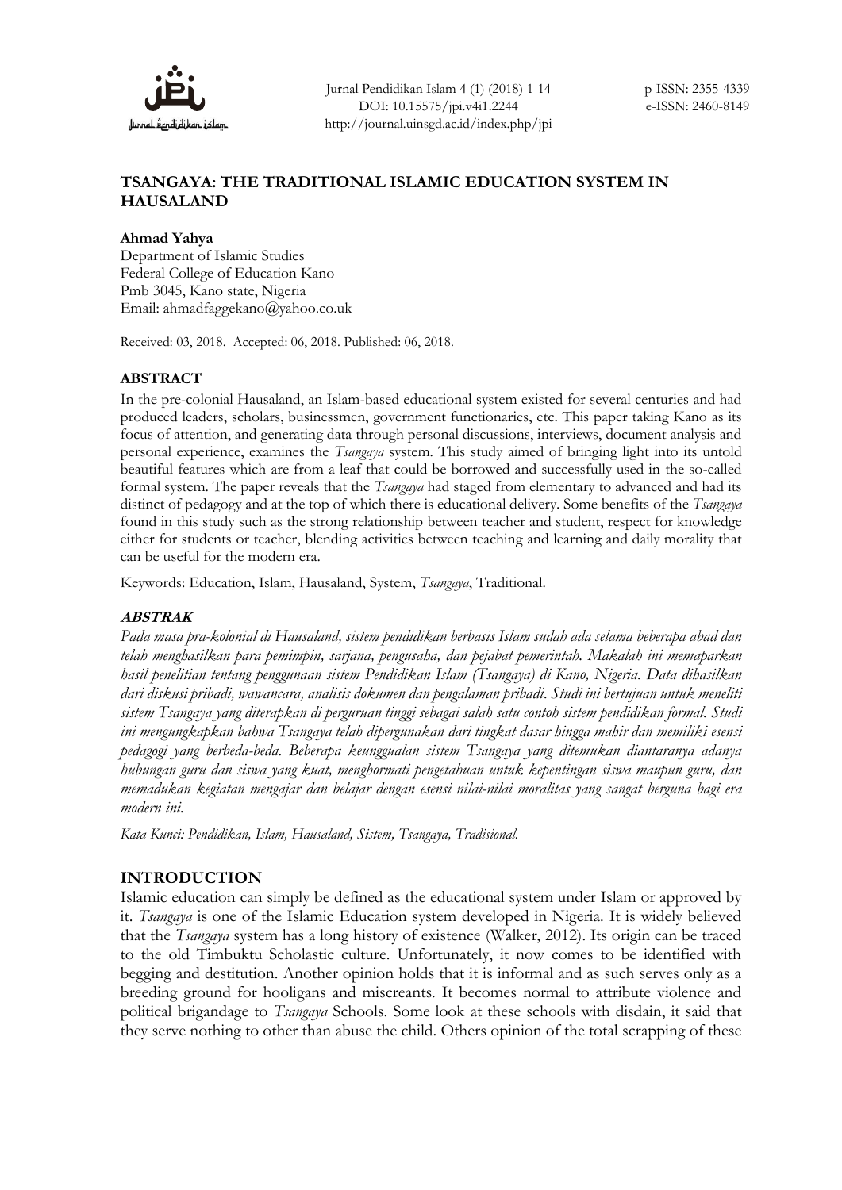# TSANGAYA: THE TRADITIONAL ISLAMIC EDUCATION SYSTEM IN HAUSALAND

**Ahmad Yahya**
Department of Islamic Studies
Federal College of Education Kano
Pmb 3045, Kano state, Nigeria
Email: ahmadfaggekano@yahoo.co.uk

Received: 03, 2018. Accepted: 06, 2018. Published: 06, 2018.

### ABSTRACT

In the pre-colonial Hausaland, an Islam-based educational system existed for several centuries and had produced leaders, scholars, businessmen, government functionaries, etc. This paper taking Kano as its focus of attention, and generating data through personal discussions, interviews, document analysis and personal experience, examines the *Tsangaya* system. This study aimed of bringing light into its untold beautiful features which are from a leaf that could be borrowed and successfully used in the so-called formal system. The paper reveals that the *Tsangaya* had staged from elementary to advanced and had its distinct of pedagogy and at the top of which there is educational delivery. Some benefits of the *Tsangaya* found in this study such as the strong relationship between teacher and student, respect for knowledge either for students or teacher, blending activities between teaching and learning and daily morality that can be useful for the modern era.

Keywords: Education, Islam, Hausaland, System, *Tsangaya*, Traditional.

### *ABSTRAK*

*Pada masa pra-kolonial di Hausaland, sistem pendidikan berbasis Islam sudah ada selama beberapa abad dan telah menghasilkan para pemimpin, sarjana, pengusaha, dan pejabat pemerintah. Makalah ini memaparkan hasil penelitian tentang penggunaan sistem Pendidikan Islam (Tsangaya) di Kano, Nigeria. Data dihasilkan dari diskusi pribadi, wawancara, analisis dokumen dan pengalaman pribadi. Studi ini bertujuan untuk meneliti sistem Tsangaya yang diterapkan di perguruan tinggi sebagai salah satu contoh sistem pendidikan formal. Studi ini mengungkapkan bahwa Tsangaya telah dipergunakan dari tingkat dasar hingga mahir dan memiliki esensi pedagogi yang berbeda-beda. Beberapa keunggulan sistem Tsangaya yang ditemukan diantaranya adanya hubungan guru dan siswa yang kuat, menghormati pengetahuan untuk kepentingan siswa maupun guru, dan memadukan kegiatan mengajar dan belajar dengan esensi nilai-nilai moralitas yang sangat berguna bagi era modern ini.*

*Kata Kunci: Pendidikan, Islam, Hausaland, Sistem, Tsangaya, Tradisional.*

## INTRODUCTION

Islamic education can simply be defined as the educational system under Islam or approved by it. *Tsangaya* is one of the Islamic Education system developed in Nigeria. It is widely believed that the *Tsangaya* system has a long history of existence (Walker, 2012). Its origin can be traced to the old Timbuktu Scholastic culture. Unfortunately, it now comes to be identified with begging and destitution. Another opinion holds that it is informal and as such serves only as a breeding ground for hooligans and miscreants. It becomes normal to attribute violence and political brigandage to *Tsangaya* Schools. Some look at these schools with disdain, it said that they serve nothing to other than abuse the child. Others opinion of the total scrapping of these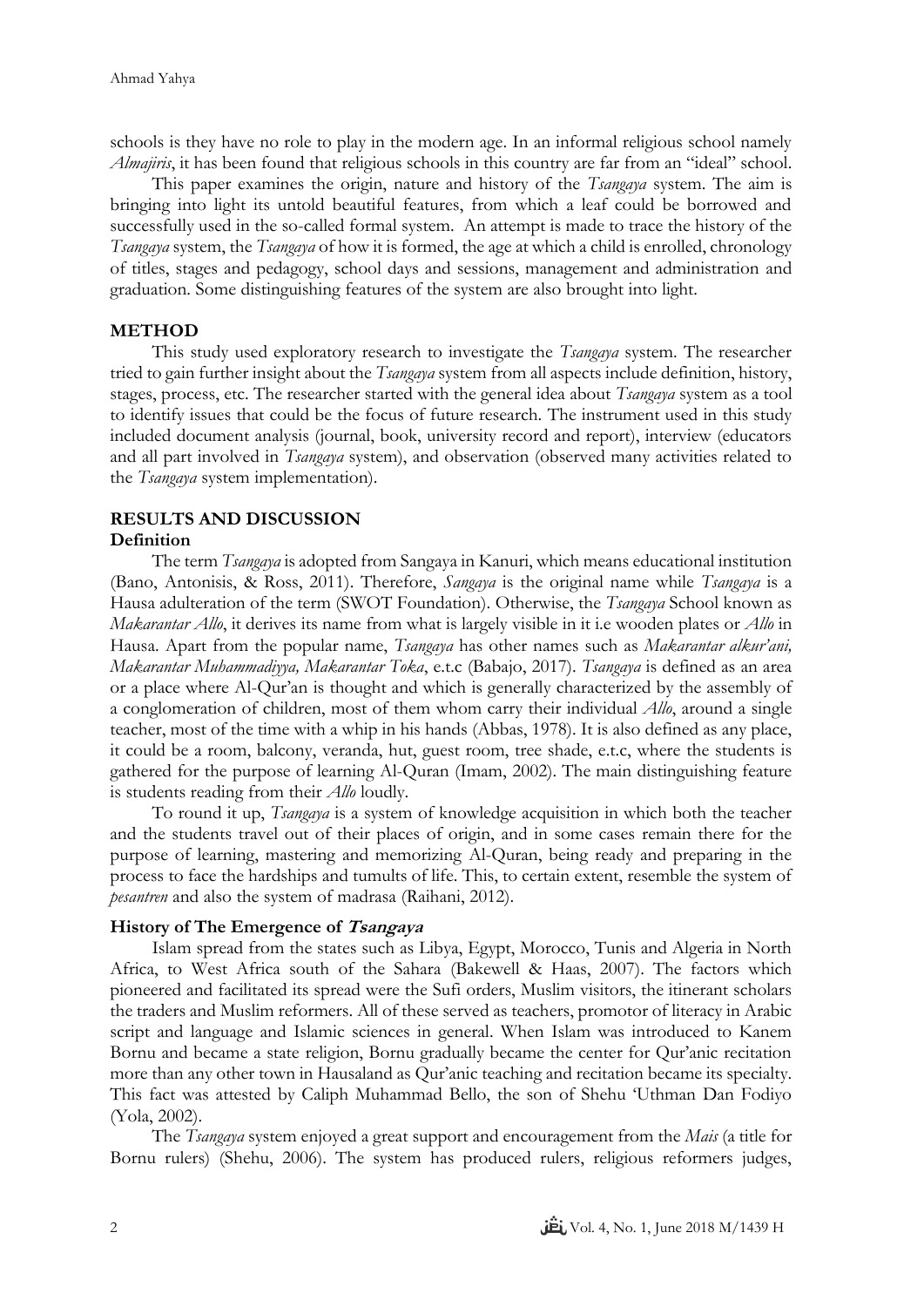schools is they have no role to play in the modern age. In an informal religious school namely *Almajiris*, it has been found that religious schools in this country are far from an "ideal" school.

This paper examines the origin, nature and history of the *Tsangaya* system. The aim is bringing into light its untold beautiful features, from which a leaf could be borrowed and successfully used in the so-called formal system. An attempt is made to trace the history of the *Tsangaya* system, the *Tsangaya* of how it is formed, the age at which a child is enrolled, chronology of titles, stages and pedagogy, school days and sessions, management and administration and graduation. Some distinguishing features of the system are also brought into light.

## METHOD

This study used exploratory research to investigate the *Tsangaya* system. The researcher tried to gain further insight about the *Tsangaya* system from all aspects include definition, history, stages, process, etc. The researcher started with the general idea about *Tsangaya* system as a tool to identify issues that could be the focus of future research. The instrument used in this study included document analysis (journal, book, university record and report), interview (educators and all part involved in *Tsangaya* system), and observation (observed many activities related to the *Tsangaya* system implementation).

## RESULTS AND DISCUSSION

### Definition

The term *Tsangaya* is adopted from Sangaya in Kanuri, which means educational institution (Bano, Antonisis, & Ross, 2011). Therefore, *Sangaya* is the original name while *Tsangaya* is a Hausa adulteration of the term (SWOT Foundation). Otherwise, the *Tsangaya* School known as *Makarantar Allo*, it derives its name from what is largely visible in it i.e wooden plates or *Allo* in Hausa. Apart from the popular name, *Tsangaya* has other names such as *Makarantar alkur'ani, Makarantar Muhammadiyya, Makarantar Toka*, e.t.c (Babajo, 2017). *Tsangaya* is defined as an area or a place where Al-Qur'an is thought and which is generally characterized by the assembly of a conglomeration of children, most of them whom carry their individual *Allo*, around a single teacher, most of the time with a whip in his hands (Abbas, 1978). It is also defined as any place, it could be a room, balcony, veranda, hut, guest room, tree shade, e.t.c, where the students is gathered for the purpose of learning Al-Quran (Imam, 2002). The main distinguishing feature is students reading from their *Allo* loudly.

To round it up, *Tsangaya* is a system of knowledge acquisition in which both the teacher and the students travel out of their places of origin, and in some cases remain there for the purpose of learning, mastering and memorizing Al-Quran, being ready and preparing in the process to face the hardships and tumults of life. This, to certain extent, resemble the system of *pesantren* and also the system of madrasa (Raihani, 2012).

### History of The Emergence of *Tsangaya*

Islam spread from the states such as Libya, Egypt, Morocco, Tunis and Algeria in North Africa, to West Africa south of the Sahara (Bakewell & Haas, 2007). The factors which pioneered and facilitated its spread were the Sufi orders, Muslim visitors, the itinerant scholars the traders and Muslim reformers. All of these served as teachers, promotor of literacy in Arabic script and language and Islamic sciences in general. When Islam was introduced to Kanem Bornu and became a state religion, Bornu gradually became the center for Qur'anic recitation more than any other town in Hausaland as Qur'anic teaching and recitation became its specialty. This fact was attested by Caliph Muhammad Bello, the son of Shehu 'Uthman Dan Fodiyo (Yola, 2002).

The *Tsangaya* system enjoyed a great support and encouragement from the *Mais* (a title for Bornu rulers) (Shehu, 2006). The system has produced rulers, religious reformers judges,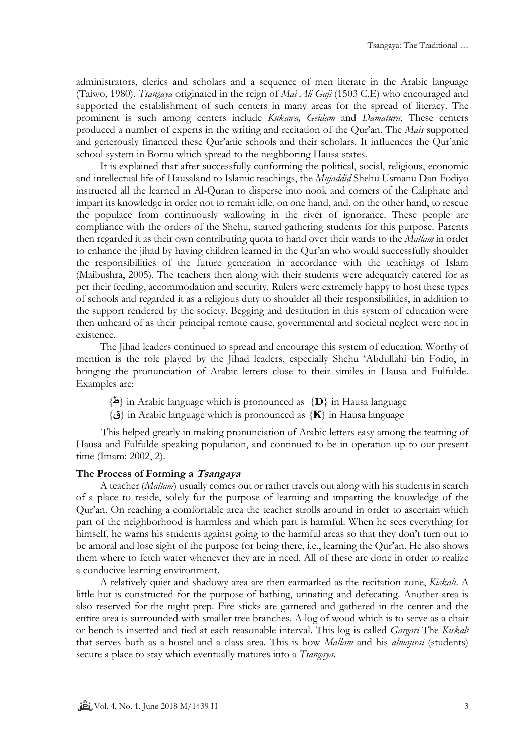administrators, clerics and scholars and a sequence of men literate in the Arabic language (Taiwo, 1980). *Tsangaya* originated in the reign of *Mai Ali Gaji* (1503 C.E) who encouraged and supported the establishment of such centers in many areas for the spread of literacy. The prominent is such among centers include *Kukawa, Geidam* and *Damaturu*. These centers produced a number of experts in the writing and recitation of the Qur'an. The *Mais* supported and generously financed these Qur'anic schools and their scholars. It influences the Qur'anic school system in Bornu which spread to the neighboring Hausa states.

It is explained that after successfully conforming the political, social, religious, economic and intellectual life of Hausaland to Islamic teachings, the *Mujaddid* Shehu Usmanu Dan Fodiyo instructed all the learned in Al-Quran to disperse into nook and corners of the Caliphate and impart its knowledge in order not to remain idle, on one hand, and, on the other hand, to rescue the populace from continuously wallowing in the river of ignorance. These people are compliance with the orders of the Shehu, started gathering students for this purpose. Parents then regarded it as their own contributing quota to hand over their wards to the *Mallam* in order to enhance the jihad by having children learned in the Qur'an who would successfully shoulder the responsibilities of the future generation in accordance with the teachings of Islam (Maibushra, 2005). The teachers then along with their students were adequately catered for as per their feeding, accommodation and security. Rulers were extremely happy to host these types of schools and regarded it as a religious duty to shoulder all their responsibilities, in addition to the support rendered by the society. Begging and destitution in this system of education were then unheard of as their principal remote cause, governmental and societal neglect were not in existence.

The Jihad leaders continued to spread and encourage this system of education. Worthy of mention is the role played by the Jihad leaders, especially Shehu 'Abdullahi bin Fodio, in bringing the pronunciation of Arabic letters close to their similes in Hausa and Fulfulde. Examples are:

{**ط**} in Arabic language which is pronounced as {**D**} in Hausa language

{**ق**} in Arabic language which is pronounced as {**K**} in Hausa language

This helped greatly in making pronunciation of Arabic letters easy among the teaming of Hausa and Fulfulde speaking population, and continued to be in operation up to our present time (Imam: 2002, 2).

### The Process of Forming a *Tsangaya*

A teacher (*Mallam*) usually comes out or rather travels out along with his students in search of a place to reside, solely for the purpose of learning and imparting the knowledge of the Qur'an. On reaching a comfortable area the teacher strolls around in order to ascertain which part of the neighborhood is harmless and which part is harmful. When he sees everything for himself, he warns his students against going to the harmful areas so that they don't turn out to be amoral and lose sight of the purpose for being there, i.e., learning the Qur'an. He also shows them where to fetch water whenever they are in need. All of these are done in order to realize a conducive learning environment.

A relatively quiet and shadowy area are then earmarked as the recitation zone, *Kiskali*. A little hut is constructed for the purpose of bathing, urinating and defecating. Another area is also reserved for the night prep. Fire sticks are garnered and gathered in the center and the entire area is surrounded with smaller tree branches. A log of wood which is to serve as a chair or bench is inserted and tied at each reasonable interval. This log is called *Gargari* The *Kiskali* that serves both as a hostel and a class area. This is how *Mallam* and his *almajirai* (students) secure a place to stay which eventually matures into a *Tsangaya*.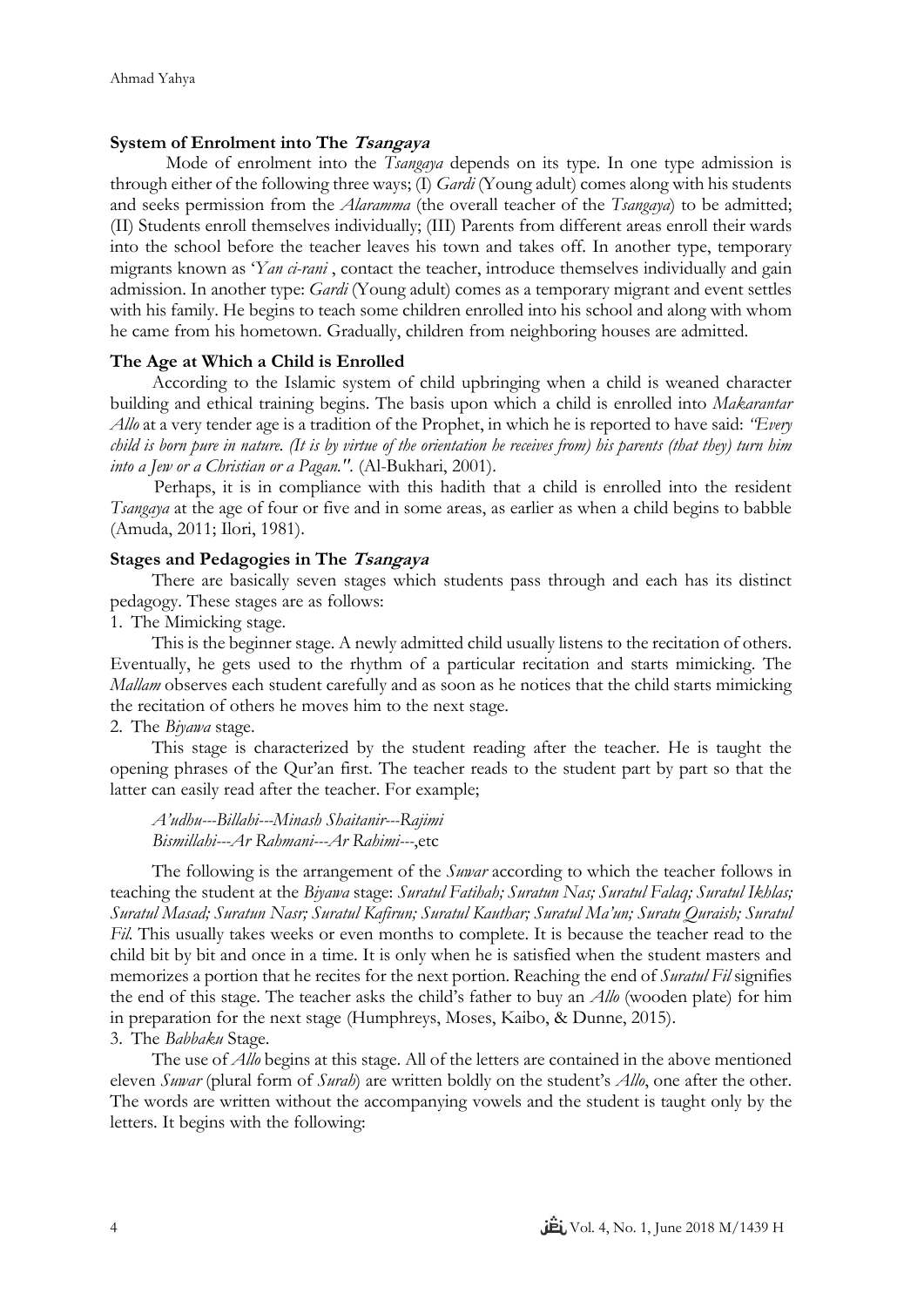### System of Enrolment into The *Tsangaya*

Mode of enrolment into the *Tsangaya* depends on its type. In one type admission is through either of the following three ways; (I) *Gardi* (Young adult) comes along with his students and seeks permission from the *Alaramma* (the overall teacher of the *Tsangaya*) to be admitted; (II) Students enroll themselves individually; (III) Parents from different areas enroll their wards into the school before the teacher leaves his town and takes off. In another type, temporary migrants known as '*Yan ci-rani* , contact the teacher, introduce themselves individually and gain admission. In another type: *Gardi* (Young adult) comes as a temporary migrant and event settles with his family. He begins to teach some children enrolled into his school and along with whom he came from his hometown. Gradually, children from neighboring houses are admitted.

### The Age at Which a Child is Enrolled

According to the Islamic system of child upbringing when a child is weaned character building and ethical training begins. The basis upon which a child is enrolled into *Makarantar Allo* at a very tender age is a tradition of the Prophet, in which he is reported to have said: *"Every child is born pure in nature. (It is by virtue of the orientation he receives from) his parents (that they) turn him into a Jew or a Christian or a Pagan."*. (Al-Bukhari, 2001).

Perhaps, it is in compliance with this hadith that a child is enrolled into the resident *Tsangaya* at the age of four or five and in some areas, as earlier as when a child begins to babble (Amuda, 2011; Ilori, 1981).

### Stages and Pedagogies in The *Tsangaya*

There are basically seven stages which students pass through and each has its distinct pedagogy. These stages are as follows:

1. The Mimicking stage.

This is the beginner stage. A newly admitted child usually listens to the recitation of others. Eventually, he gets used to the rhythm of a particular recitation and starts mimicking. The *Mallam* observes each student carefully and as soon as he notices that the child starts mimicking the recitation of others he moves him to the next stage.

2. The *Biyawa* stage.

This stage is characterized by the student reading after the teacher. He is taught the opening phrases of the Qur'an first. The teacher reads to the student part by part so that the latter can easily read after the teacher. For example;

*A'udhu---Billahi---Minash Shaitanir---Rajimi*
*Bismillahi---Ar Rahmani---Ar Rahimi---*,etc

The following is the arrangement of the *Suwar* according to which the teacher follows in teaching the student at the *Biyawa* stage: *Suratul Fatihah; Suratun Nas; Suratul Falaq; Suratul Ikhlas; Suratul Masad; Suratun Nasr; Suratul Kafirun; Suratul Kauthar; Suratul Ma'un; Suratu Quraish; Suratul Fil.* This usually takes weeks or even months to complete. It is because the teacher read to the child bit by bit and once in a time. It is only when he is satisfied when the student masters and memorizes a portion that he recites for the next portion. Reaching the end of *Suratul Fil* signifies the end of this stage. The teacher asks the child's father to buy an *Allo* (wooden plate) for him in preparation for the next stage (Humphreys, Moses, Kaibo, & Dunne, 2015).

3. The *Babbaku* Stage.

The use of *Allo* begins at this stage. All of the letters are contained in the above mentioned eleven *Suwar* (plural form of *Surah*) are written boldly on the student's *Allo*, one after the other. The words are written without the accompanying vowels and the student is taught only by the letters. It begins with the following: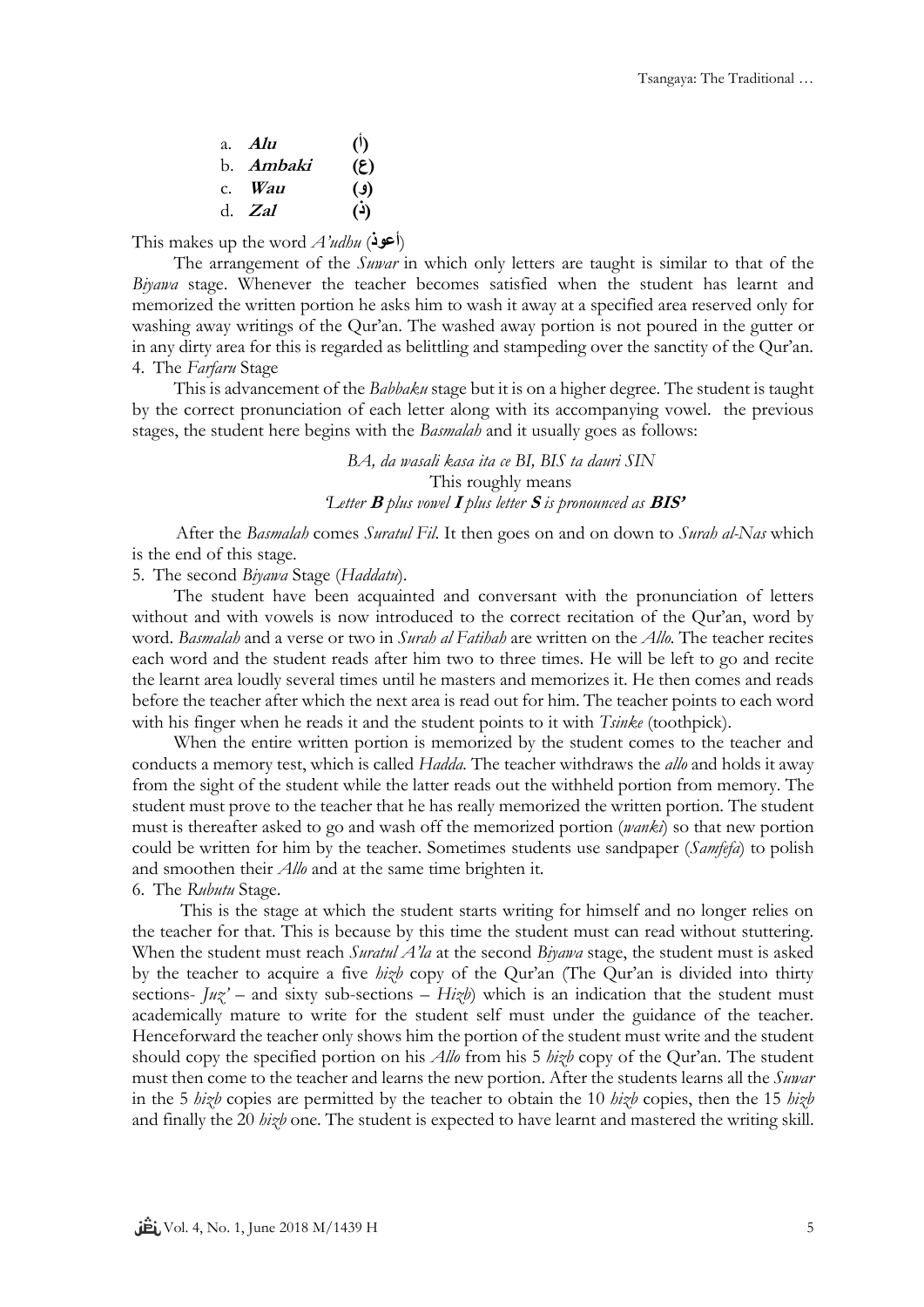a. ***Alu*** **(أ)**
b. ***Ambaki*** **(ع)**
c. ***Wau*** **(و)**
d. ***Zal*** **(ذ)**

This makes up the word *A'udhu* (**أعوذ**)

The arrangement of the *Suwar* in which only letters are taught is similar to that of the *Biyawa* stage. Whenever the teacher becomes satisfied when the student has learnt and memorized the written portion he asks him to wash it away at a specified area reserved only for washing away writings of the Qur'an. The washed away portion is not poured in the gutter or in any dirty area for this is regarded as belittling and stampeding over the sanctity of the Qur'an.

4. The *Farfaru* Stage

This is advancement of the *Babbaku* stage but it is on a higher degree. The student is taught by the correct pronunciation of each letter along with its accompanying vowel. the previous stages, the student here begins with the *Basmalah* and it usually goes as follows:

*BA, da wasali kasa ita ce BI, BIS ta dauri SIN*
This roughly means
*'Letter **B** plus vowel **I** plus letter **S** is pronounced as **BIS'***

After the *Basmalah* comes *Suratul Fil*. It then goes on and on down to *Surah al-Nas* which is the end of this stage.

5. The second *Biyawa* Stage (*Haddatu*).

The student have been acquainted and conversant with the pronunciation of letters without and with vowels is now introduced to the correct recitation of the Qur'an, word by word. *Basmalah* and a verse or two in *Surah al Fatihah* are written on the *Allo.* The teacher recites each word and the student reads after him two to three times. He will be left to go and recite the learnt area loudly several times until he masters and memorizes it. He then comes and reads before the teacher after which the next area is read out for him. The teacher points to each word with his finger when he reads it and the student points to it with *Tsinke* (toothpick).

When the entire written portion is memorized by the student comes to the teacher and conducts a memory test, which is called *Hadda.* The teacher withdraws the *allo* and holds it away from the sight of the student while the latter reads out the withheld portion from memory. The student must prove to the teacher that he has really memorized the written portion. The student must is thereafter asked to go and wash off the memorized portion (*wanki*) so that new portion could be written for him by the teacher. Sometimes students use sandpaper (*Samfefa*) to polish and smoothen their *Allo* and at the same time brighten it.

6. The *Rubutu* Stage.

This is the stage at which the student starts writing for himself and no longer relies on the teacher for that. This is because by this time the student must can read without stuttering. When the student must reach *Suratul A'la* at the second *Biyawa* stage, the student must is asked by the teacher to acquire a five *hizb* copy of the Qur'an (The Qur'an is divided into thirty sections- *Juz'* – and sixty sub-sections – *Hizb*) which is an indication that the student must academically mature to write for the student self must under the guidance of the teacher. Henceforward the teacher only shows him the portion of the student must write and the student should copy the specified portion on his *Allo* from his 5 *hizb* copy of the Qur'an. The student must then come to the teacher and learns the new portion. After the students learns all the *Suwar* in the 5 *hizb* copies are permitted by the teacher to obtain the 10 *hizb* copies, then the 15 *hizb* and finally the 20 *hizb* one. The student is expected to have learnt and mastered the writing skill.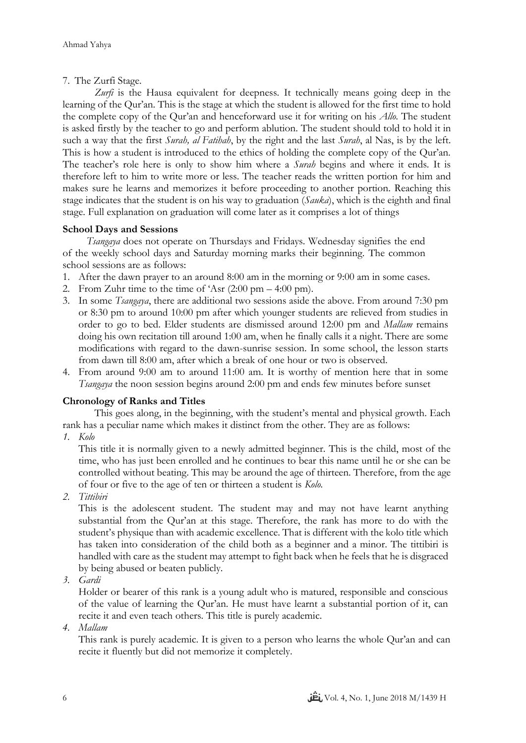7. The Zurfi Stage.

*Zurfi* is the Hausa equivalent for deepness. It technically means going deep in the learning of the Qur'an. This is the stage at which the student is allowed for the first time to hold the complete copy of the Qur'an and henceforward use it for writing on his *Allo.* The student is asked firstly by the teacher to go and perform ablution. The student should told to hold it in such a way that the first *Surah, al Fatihah*, by the right and the last *Surah*, al Nas, is by the left. This is how a student is introduced to the ethics of holding the complete copy of the Qur'an. The teacher's role here is only to show him where a *Surah* begins and where it ends. It is therefore left to him to write more or less. The teacher reads the written portion for him and makes sure he learns and memorizes it before proceeding to another portion. Reaching this stage indicates that the student is on his way to graduation (*Sauka*), which is the eighth and final stage. Full explanation on graduation will come later as it comprises a lot of things

**School Days and Sessions**

*Tsangaya* does not operate on Thursdays and Fridays. Wednesday signifies the end of the weekly school days and Saturday morning marks their beginning. The common school sessions are as follows:

1. After the dawn prayer to an around 8:00 am in the morning or 9:00 am in some cases.
2. From Zuhr time to the time of 'Asr (2:00 pm – 4:00 pm).
3. In some *Tsangaya*, there are additional two sessions aside the above. From around 7:30 pm or 8:30 pm to around 10:00 pm after which younger students are relieved from studies in order to go to bed. Elder students are dismissed around 12:00 pm and *Mallam* remains doing his own recitation till around 1:00 am, when he finally calls it a night. There are some modifications with regard to the dawn-sunrise session. In some school, the lesson starts from dawn till 8:00 am, after which a break of one hour or two is observed.
4. From around 9:00 am to around 11:00 am. It is worthy of mention here that in some *Tsangaya* the noon session begins around 2:00 pm and ends few minutes before sunset

**Chronology of Ranks and Titles**

This goes along, in the beginning, with the student's mental and physical growth. Each rank has a peculiar name which makes it distinct from the other. They are as follows:

1. *Kolo*

   This title it is normally given to a newly admitted beginner. This is the child, most of the time, who has just been enrolled and he continues to bear this name until he or she can be controlled without beating. This may be around the age of thirteen. Therefore, from the age of four or five to the age of ten or thirteen a student is *Kolo.*

2. *Tittibiri*

   This is the adolescent student. The student may and may not have learnt anything substantial from the Qur'an at this stage. Therefore, the rank has more to do with the student's physique than with academic excellence. That is different with the kolo title which has taken into consideration of the child both as a beginner and a minor. The tittibiri is handled with care as the student may attempt to fight back when he feels that he is disgraced by being abused or beaten publicly.

3. *Gardi*

   Holder or bearer of this rank is a young adult who is matured, responsible and conscious of the value of learning the Qur'an. He must have learnt a substantial portion of it, can recite it and even teach others. This title is purely academic.

4. *Mallam*

   This rank is purely academic. It is given to a person who learns the whole Qur'an and can recite it fluently but did not memorize it completely.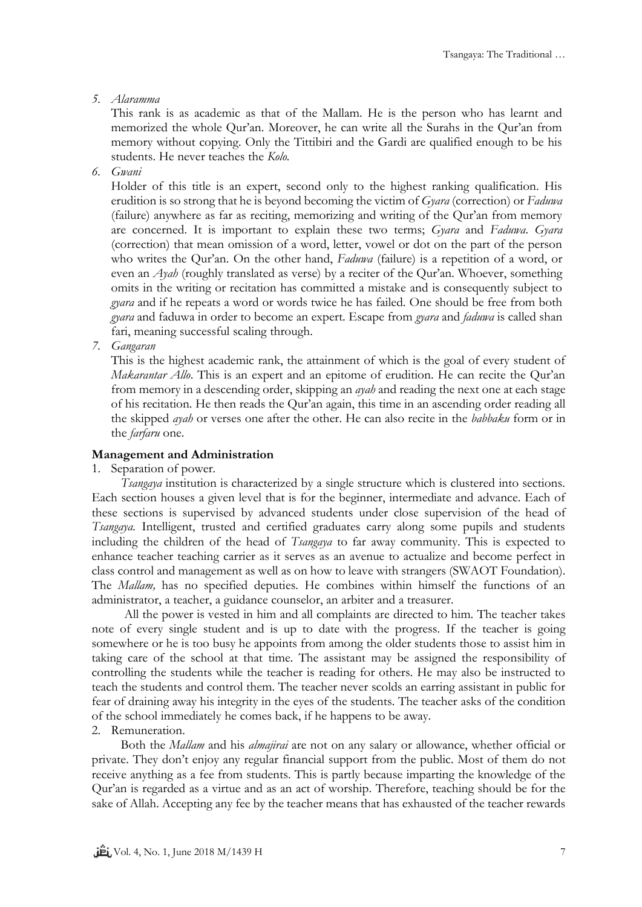5. *Alaramma*

   This rank is as academic as that of the Mallam. He is the person who has learnt and memorized the whole Qur'an. Moreover, he can write all the Surahs in the Qur'an from memory without copying. Only the Tittibiri and the Gardi are qualified enough to be his students. He never teaches the *Kolo.*

6. *Gwani*

   Holder of this title is an expert, second only to the highest ranking qualification. His erudition is so strong that he is beyond becoming the victim of *Gyara* (correction) or *Faduwa* (failure) anywhere as far as reciting, memorizing and writing of the Qur'an from memory are concerned. It is important to explain these two terms; *Gyara* and *Faduwa*. *Gyara* (correction) that mean omission of a word, letter, vowel or dot on the part of the person who writes the Qur'an. On the other hand, *Faduwa* (failure) is a repetition of a word, or even an *Ayah* (roughly translated as verse) by a reciter of the Qur'an. Whoever, something omits in the writing or recitation has committed a mistake and is consequently subject to *gyara* and if he repeats a word or words twice he has failed. One should be free from both *gyara* and faduwa in order to become an expert. Escape from *gyara* and *faduwa* is called shan fari, meaning successful scaling through.

7. *Gangaran*

   This is the highest academic rank, the attainment of which is the goal of every student of *Makarantar Allo*. This is an expert and an epitome of erudition. He can recite the Qur'an from memory in a descending order, skipping an *ayah* and reading the next one at each stage of his recitation. He then reads the Qur'an again, this time in an ascending order reading all the skipped *ayah* or verses one after the other. He can also recite in the *babbaku* form or in the *farfaru* one.

**Management and Administration**

1. Separation of power.

*Tsangaya* institution is characterized by a single structure which is clustered into sections. Each section houses a given level that is for the beginner, intermediate and advance. Each of these sections is supervised by advanced students under close supervision of the head of *Tsangaya.* Intelligent, trusted and certified graduates carry along some pupils and students including the children of the head of *Tsangaya* to far away community. This is expected to enhance teacher teaching carrier as it serves as an avenue to actualize and become perfect in class control and management as well as on how to leave with strangers (SWAOT Foundation). The *Mallam,* has no specified deputies. He combines within himself the functions of an administrator, a teacher, a guidance counselor, an arbiter and a treasurer.

All the power is vested in him and all complaints are directed to him. The teacher takes note of every single student and is up to date with the progress. If the teacher is going somewhere or he is too busy he appoints from among the older students those to assist him in taking care of the school at that time. The assistant may be assigned the responsibility of controlling the students while the teacher is reading for others. He may also be instructed to teach the students and control them. The teacher never scolds an earring assistant in public for fear of draining away his integrity in the eyes of the students. The teacher asks of the condition of the school immediately he comes back, if he happens to be away.

2. Remuneration.

Both the *Mallam* and his *almajirai* are not on any salary or allowance, whether official or private. They don't enjoy any regular financial support from the public. Most of them do not receive anything as a fee from students. This is partly because imparting the knowledge of the Qur'an is regarded as a virtue and as an act of worship. Therefore, teaching should be for the sake of Allah. Accepting any fee by the teacher means that has exhausted of the teacher rewards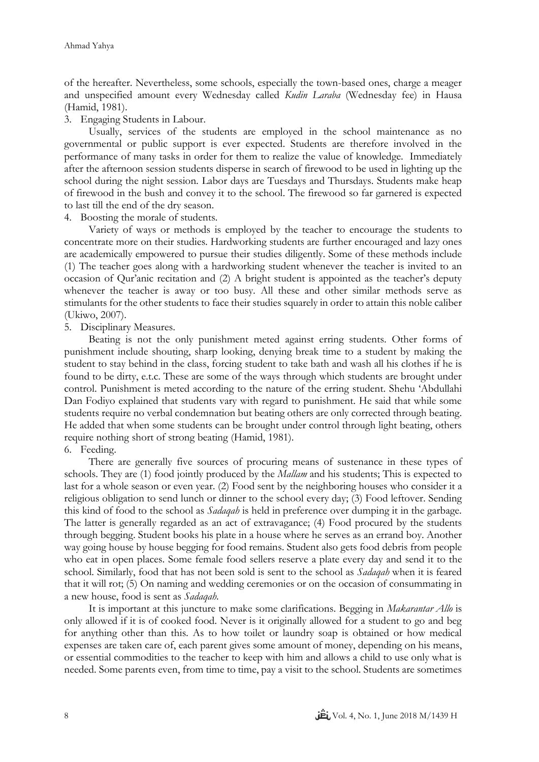of the hereafter. Nevertheless, some schools, especially the town-based ones, charge a meager and unspecified amount every Wednesday called *Kudin Laraba* (Wednesday fee) in Hausa (Hamid, 1981).

3. Engaging Students in Labour.

Usually, services of the students are employed in the school maintenance as no governmental or public support is ever expected. Students are therefore involved in the performance of many tasks in order for them to realize the value of knowledge. Immediately after the afternoon session students disperse in search of firewood to be used in lighting up the school during the night session. Labor days are Tuesdays and Thursdays. Students make heap of firewood in the bush and convey it to the school. The firewood so far garnered is expected to last till the end of the dry season.

4. Boosting the morale of students.

Variety of ways or methods is employed by the teacher to encourage the students to concentrate more on their studies. Hardworking students are further encouraged and lazy ones are academically empowered to pursue their studies diligently. Some of these methods include (1) The teacher goes along with a hardworking student whenever the teacher is invited to an occasion of Qur'anic recitation and (2) A bright student is appointed as the teacher's deputy whenever the teacher is away or too busy. All these and other similar methods serve as stimulants for the other students to face their studies squarely in order to attain this noble caliber (Ukiwo, 2007).

5. Disciplinary Measures.

Beating is not the only punishment meted against erring students. Other forms of punishment include shouting, sharp looking, denying break time to a student by making the student to stay behind in the class, forcing student to take bath and wash all his clothes if he is found to be dirty, e.t.c. These are some of the ways through which students are brought under control. Punishment is meted according to the nature of the erring student. Shehu 'Abdullahi Dan Fodiyo explained that students vary with regard to punishment. He said that while some students require no verbal condemnation but beating others are only corrected through beating. He added that when some students can be brought under control through light beating, others require nothing short of strong beating (Hamid, 1981).

6. Feeding.

There are generally five sources of procuring means of sustenance in these types of schools. They are (1) food jointly produced by the *Mallam* and his students; This is expected to last for a whole season or even year. (2) Food sent by the neighboring houses who consider it a religious obligation to send lunch or dinner to the school every day; (3) Food leftover. Sending this kind of food to the school as *Sadaqah* is held in preference over dumping it in the garbage. The latter is generally regarded as an act of extravagance; (4) Food procured by the students through begging. Student books his plate in a house where he serves as an errand boy. Another way going house by house begging for food remains. Student also gets food debris from people who eat in open places. Some female food sellers reserve a plate every day and send it to the school. Similarly, food that has not been sold is sent to the school as *Sadaqah* when it is feared that it will rot; (5) On naming and wedding ceremonies or on the occasion of consummating in a new house, food is sent as *Sadaqah.*

It is important at this juncture to make some clarifications. Begging in *Makarantar Allo* is only allowed if it is of cooked food. Never is it originally allowed for a student to go and beg for anything other than this. As to how toilet or laundry soap is obtained or how medical expenses are taken care of, each parent gives some amount of money, depending on his means, or essential commodities to the teacher to keep with him and allows a child to use only what is needed. Some parents even, from time to time, pay a visit to the school. Students are sometimes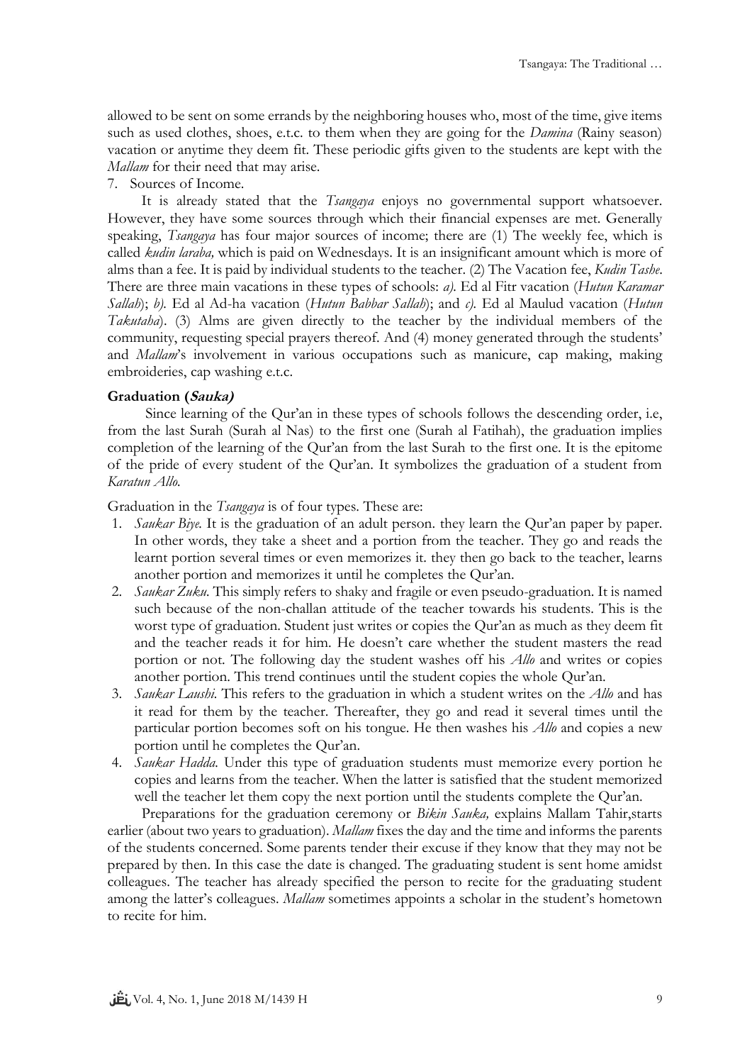allowed to be sent on some errands by the neighboring houses who, most of the time, give items such as used clothes, shoes, e.t.c. to them when they are going for the *Damina* (Rainy season) vacation or anytime they deem fit. These periodic gifts given to the students are kept with the *Mallam* for their need that may arise.

7. Sources of Income.

It is already stated that the *Tsangaya* enjoys no governmental support whatsoever. However, they have some sources through which their financial expenses are met. Generally speaking, *Tsangaya* has four major sources of income; there are (1) The weekly fee, which is called *kudin laraba,* which is paid on Wednesdays. It is an insignificant amount which is more of alms than a fee. It is paid by individual students to the teacher. (2) The Vacation fee, *Kudin Tashe*. There are three main vacations in these types of schools: *a).* Ed al Fitr vacation (*Hutun Karamar Sallah*); *b).* Ed al Ad-ha vacation (*Hutun Babbar Sallah*); and *c).* Ed al Maulud vacation (*Hutun Takutaha*). (3) Alms are given directly to the teacher by the individual members of the community, requesting special prayers thereof. And (4) money generated through the students' and *Mallam*'s involvement in various occupations such as manicure, cap making, making embroideries, cap washing e.t.c.

**Graduation (*Sauka)***

Since learning of the Qur'an in these types of schools follows the descending order, i.e, from the last Surah (Surah al Nas) to the first one (Surah al Fatihah), the graduation implies completion of the learning of the Qur'an from the last Surah to the first one. It is the epitome of the pride of every student of the Qur'an. It symbolizes the graduation of a student from *Karatun Allo.*

Graduation in the *Tsangaya* is of four types. These are:

1. *Saukar Biye.* It is the graduation of an adult person. they learn the Qur'an paper by paper. In other words, they take a sheet and a portion from the teacher. They go and reads the learnt portion several times or even memorizes it. they then go back to the teacher, learns another portion and memorizes it until he completes the Qur'an.
2. *Saukar Zuku.* This simply refers to shaky and fragile or even pseudo-graduation. It is named such because of the non-challan attitude of the teacher towards his students. This is the worst type of graduation. Student just writes or copies the Qur'an as much as they deem fit and the teacher reads it for him. He doesn't care whether the student masters the read portion or not. The following day the student washes off his *Allo* and writes or copies another portion. This trend continues until the student copies the whole Qur'an.
3. *Saukar Laushi.* This refers to the graduation in which a student writes on the *Allo* and has it read for them by the teacher. Thereafter, they go and read it several times until the particular portion becomes soft on his tongue. He then washes his *Allo* and copies a new portion until he completes the Qur'an.
4. *Saukar Hadda.* Under this type of graduation students must memorize every portion he copies and learns from the teacher. When the latter is satisfied that the student memorized well the teacher let them copy the next portion until the students complete the Qur'an.

Preparations for the graduation ceremony or *Bikin Sauka,* explains Mallam Tahir,starts earlier (about two years to graduation). *Mallam* fixes the day and the time and informs the parents of the students concerned. Some parents tender their excuse if they know that they may not be prepared by then. In this case the date is changed. The graduating student is sent home amidst colleagues. The teacher has already specified the person to recite for the graduating student among the latter's colleagues. *Mallam* sometimes appoints a scholar in the student's hometown to recite for him.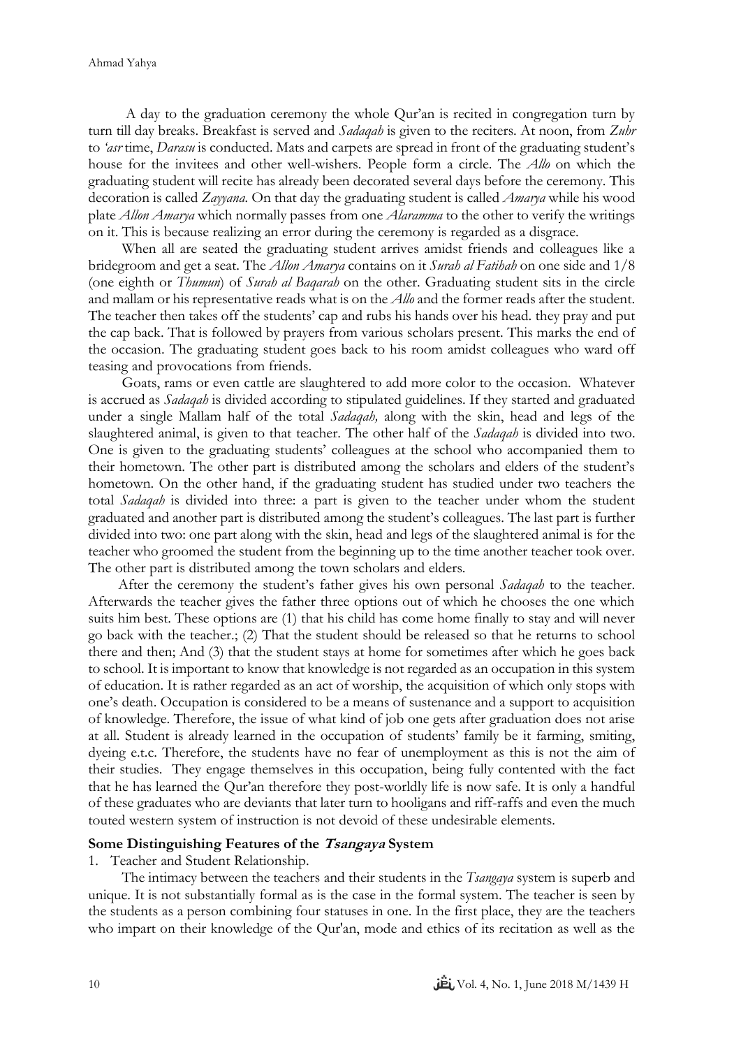A day to the graduation ceremony the whole Qur'an is recited in congregation turn by turn till day breaks. Breakfast is served and *Sadaqah* is given to the reciters. At noon, from *Zuhr* to *'asr* time, *Darasu* is conducted. Mats and carpets are spread in front of the graduating student's house for the invitees and other well-wishers. People form a circle. The *Allo* on which the graduating student will recite has already been decorated several days before the ceremony. This decoration is called *Zayyana.* On that day the graduating student is called *Amarya* while his wood plate *Allon Amarya* which normally passes from one *Alaramma* to the other to verify the writings on it. This is because realizing an error during the ceremony is regarded as a disgrace.

When all are seated the graduating student arrives amidst friends and colleagues like a bridegroom and get a seat. The *Allon Amarya* contains on it *Surah al Fatihah* on one side and 1/8 (one eighth or *Thumun*) of *Surah al Baqarah* on the other. Graduating student sits in the circle and mallam or his representative reads what is on the *Allo* and the former reads after the student. The teacher then takes off the students' cap and rubs his hands over his head. they pray and put the cap back. That is followed by prayers from various scholars present. This marks the end of the occasion. The graduating student goes back to his room amidst colleagues who ward off teasing and provocations from friends.

Goats, rams or even cattle are slaughtered to add more color to the occasion. Whatever is accrued as *Sadaqah* is divided according to stipulated guidelines. If they started and graduated under a single Mallam half of the total *Sadaqah,* along with the skin, head and legs of the slaughtered animal, is given to that teacher. The other half of the *Sadaqah* is divided into two. One is given to the graduating students' colleagues at the school who accompanied them to their hometown. The other part is distributed among the scholars and elders of the student's hometown. On the other hand, if the graduating student has studied under two teachers the total *Sadaqah* is divided into three: a part is given to the teacher under whom the student graduated and another part is distributed among the student's colleagues. The last part is further divided into two: one part along with the skin, head and legs of the slaughtered animal is for the teacher who groomed the student from the beginning up to the time another teacher took over. The other part is distributed among the town scholars and elders.

After the ceremony the student's father gives his own personal *Sadaqah* to the teacher. Afterwards the teacher gives the father three options out of which he chooses the one which suits him best. These options are (1) that his child has come home finally to stay and will never go back with the teacher.; (2) That the student should be released so that he returns to school there and then; And (3) that the student stays at home for sometimes after which he goes back to school. It is important to know that knowledge is not regarded as an occupation in this system of education. It is rather regarded as an act of worship, the acquisition of which only stops with one's death. Occupation is considered to be a means of sustenance and a support to acquisition of knowledge. Therefore, the issue of what kind of job one gets after graduation does not arise at all. Student is already learned in the occupation of students' family be it farming, smiting, dyeing e.t.c. Therefore, the students have no fear of unemployment as this is not the aim of their studies. They engage themselves in this occupation, being fully contented with the fact that he has learned the Qur'an therefore they post-worldly life is now safe. It is only a handful of these graduates who are deviants that later turn to hooligans and riff-raffs and even the much touted western system of instruction is not devoid of these undesirable elements.

## Some Distinguishing Features of the *Tsangaya* System

1. Teacher and Student Relationship.

The intimacy between the teachers and their students in the *Tsangaya* system is superb and unique. It is not substantially formal as is the case in the formal system. The teacher is seen by the students as a person combining four statuses in one. In the first place, they are the teachers who impart on their knowledge of the Qur'an, mode and ethics of its recitation as well as the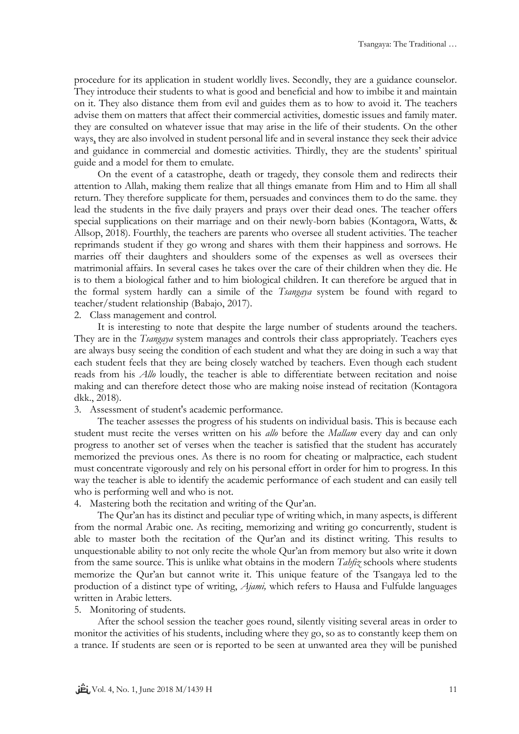procedure for its application in student worldly lives. Secondly, they are a guidance counselor. They introduce their students to what is good and beneficial and how to imbibe it and maintain on it. They also distance them from evil and guides them as to how to avoid it. The teachers advise them on matters that affect their commercial activities, domestic issues and family mater. they are consulted on whatever issue that may arise in the life of their students. On the other ways, they are also involved in student personal life and in several instance they seek their advice and guidance in commercial and domestic activities. Thirdly, they are the students' spiritual guide and a model for them to emulate.

On the event of a catastrophe, death or tragedy, they console them and redirects their attention to Allah, making them realize that all things emanate from Him and to Him all shall return. They therefore supplicate for them, persuades and convinces them to do the same. they lead the students in the five daily prayers and prays over their dead ones. The teacher offers special supplications on their marriage and on their newly-born babies (Kontagora, Watts, & Allsop, 2018). Fourthly, the teachers are parents who oversee all student activities. The teacher reprimands student if they go wrong and shares with them their happiness and sorrows. He marries off their daughters and shoulders some of the expenses as well as oversees their matrimonial affairs. In several cases he takes over the care of their children when they die. He is to them a biological father and to him biological children. It can therefore be argued that in the formal system hardly can a simile of the *Tsangaya* system be found with regard to teacher/student relationship (Babajo, 2017).

2. Class management and control.

It is interesting to note that despite the large number of students around the teachers. They are in the *Tsangaya* system manages and controls their class appropriately. Teachers eyes are always busy seeing the condition of each student and what they are doing in such a way that each student feels that they are being closely watched by teachers. Even though each student reads from his *Allo* loudly, the teacher is able to differentiate between recitation and noise making and can therefore detect those who are making noise instead of recitation (Kontagora dkk., 2018).

3. Assessment of student's academic performance.

The teacher assesses the progress of his students on individual basis. This is because each student must recite the verses written on his *allo* before the *Mallam* every day and can only progress to another set of verses when the teacher is satisfied that the student has accurately memorized the previous ones. As there is no room for cheating or malpractice, each student must concentrate vigorously and rely on his personal effort in order for him to progress. In this way the teacher is able to identify the academic performance of each student and can easily tell who is performing well and who is not.

4. Mastering both the recitation and writing of the Qur'an.

The Qur'an has its distinct and peculiar type of writing which, in many aspects, is different from the normal Arabic one. As reciting, memorizing and writing go concurrently, student is able to master both the recitation of the Qur'an and its distinct writing. This results to unquestionable ability to not only recite the whole Qur'an from memory but also write it down from the same source. This is unlike what obtains in the modern *Tahfiz* schools where students memorize the Qur'an but cannot write it. This unique feature of the Tsangaya led to the production of a distinct type of writing, *Ajami,* which refers to Hausa and Fulfulde languages written in Arabic letters.

5. Monitoring of students.

After the school session the teacher goes round, silently visiting several areas in order to monitor the activities of his students, including where they go, so as to constantly keep them on a trance. If students are seen or is reported to be seen at unwanted area they will be punished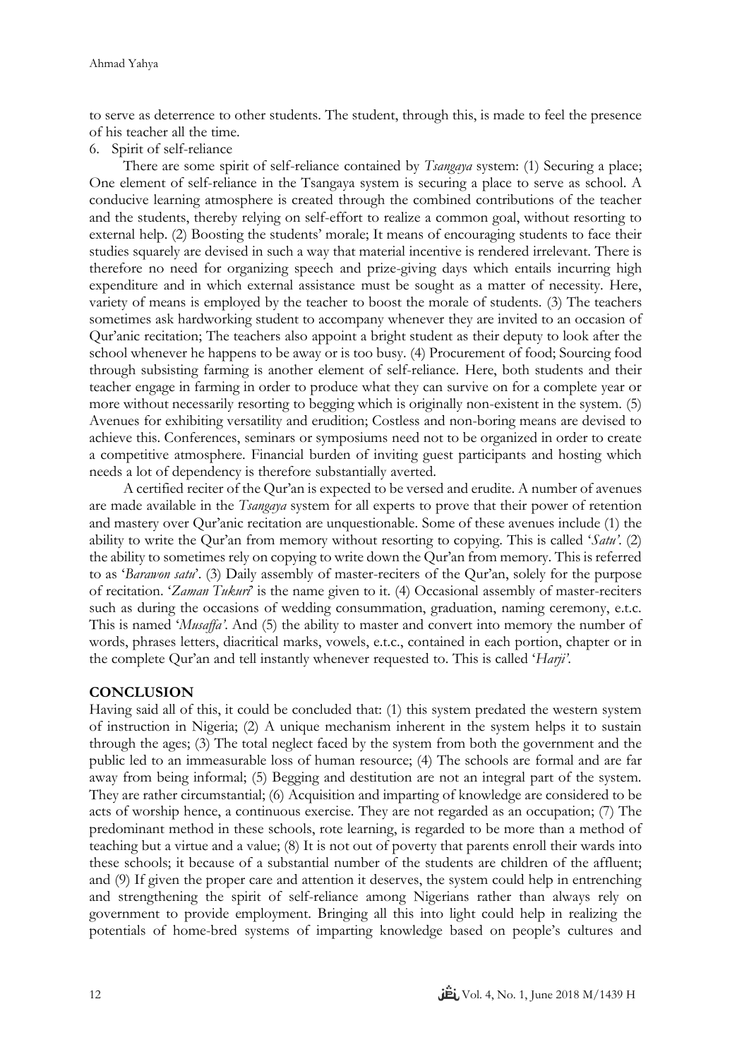to serve as deterrence to other students. The student, through this, is made to feel the presence of his teacher all the time.

6. Spirit of self-reliance

There are some spirit of self-reliance contained by *Tsangaya* system: (1) Securing a place; One element of self-reliance in the Tsangaya system is securing a place to serve as school. A conducive learning atmosphere is created through the combined contributions of the teacher and the students, thereby relying on self-effort to realize a common goal, without resorting to external help. (2) Boosting the students' morale; It means of encouraging students to face their studies squarely are devised in such a way that material incentive is rendered irrelevant. There is therefore no need for organizing speech and prize-giving days which entails incurring high expenditure and in which external assistance must be sought as a matter of necessity. Here, variety of means is employed by the teacher to boost the morale of students. (3) The teachers sometimes ask hardworking student to accompany whenever they are invited to an occasion of Qur'anic recitation; The teachers also appoint a bright student as their deputy to look after the school whenever he happens to be away or is too busy. (4) Procurement of food; Sourcing food through subsisting farming is another element of self-reliance. Here, both students and their teacher engage in farming in order to produce what they can survive on for a complete year or more without necessarily resorting to begging which is originally non-existent in the system. (5) Avenues for exhibiting versatility and erudition; Costless and non-boring means are devised to achieve this. Conferences, seminars or symposiums need not to be organized in order to create a competitive atmosphere. Financial burden of inviting guest participants and hosting which needs a lot of dependency is therefore substantially averted.

A certified reciter of the Qur'an is expected to be versed and erudite. A number of avenues are made available in the *Tsangaya* system for all experts to prove that their power of retention and mastery over Qur'anic recitation are unquestionable. Some of these avenues include (1) the ability to write the Qur'an from memory without resorting to copying. This is called '*Satu'*. (2) the ability to sometimes rely on copying to write down the Qur'an from memory. This is referred to as '*Barawon satu*'. (3) Daily assembly of master-reciters of the Qur'an, solely for the purpose of recitation. '*Zaman Tukuri*' is the name given to it. (4) Occasional assembly of master-reciters such as during the occasions of wedding consummation, graduation, naming ceremony, e.t.c. This is named '*Musaffa'*. And (5) the ability to master and convert into memory the number of words, phrases letters, diacritical marks, vowels, e.t.c., contained in each portion, chapter or in the complete Qur'an and tell instantly whenever requested to. This is called '*Harji'*.

## CONCLUSION

Having said all of this, it could be concluded that: (1) this system predated the western system of instruction in Nigeria; (2) A unique mechanism inherent in the system helps it to sustain through the ages; (3) The total neglect faced by the system from both the government and the public led to an immeasurable loss of human resource; (4) The schools are formal and are far away from being informal; (5) Begging and destitution are not an integral part of the system. They are rather circumstantial; (6) Acquisition and imparting of knowledge are considered to be acts of worship hence, a continuous exercise. They are not regarded as an occupation; (7) The predominant method in these schools, rote learning, is regarded to be more than a method of teaching but a virtue and a value; (8) It is not out of poverty that parents enroll their wards into these schools; it because of a substantial number of the students are children of the affluent; and (9) If given the proper care and attention it deserves, the system could help in entrenching and strengthening the spirit of self-reliance among Nigerians rather than always rely on government to provide employment. Bringing all this into light could help in realizing the potentials of home-bred systems of imparting knowledge based on people's cultures and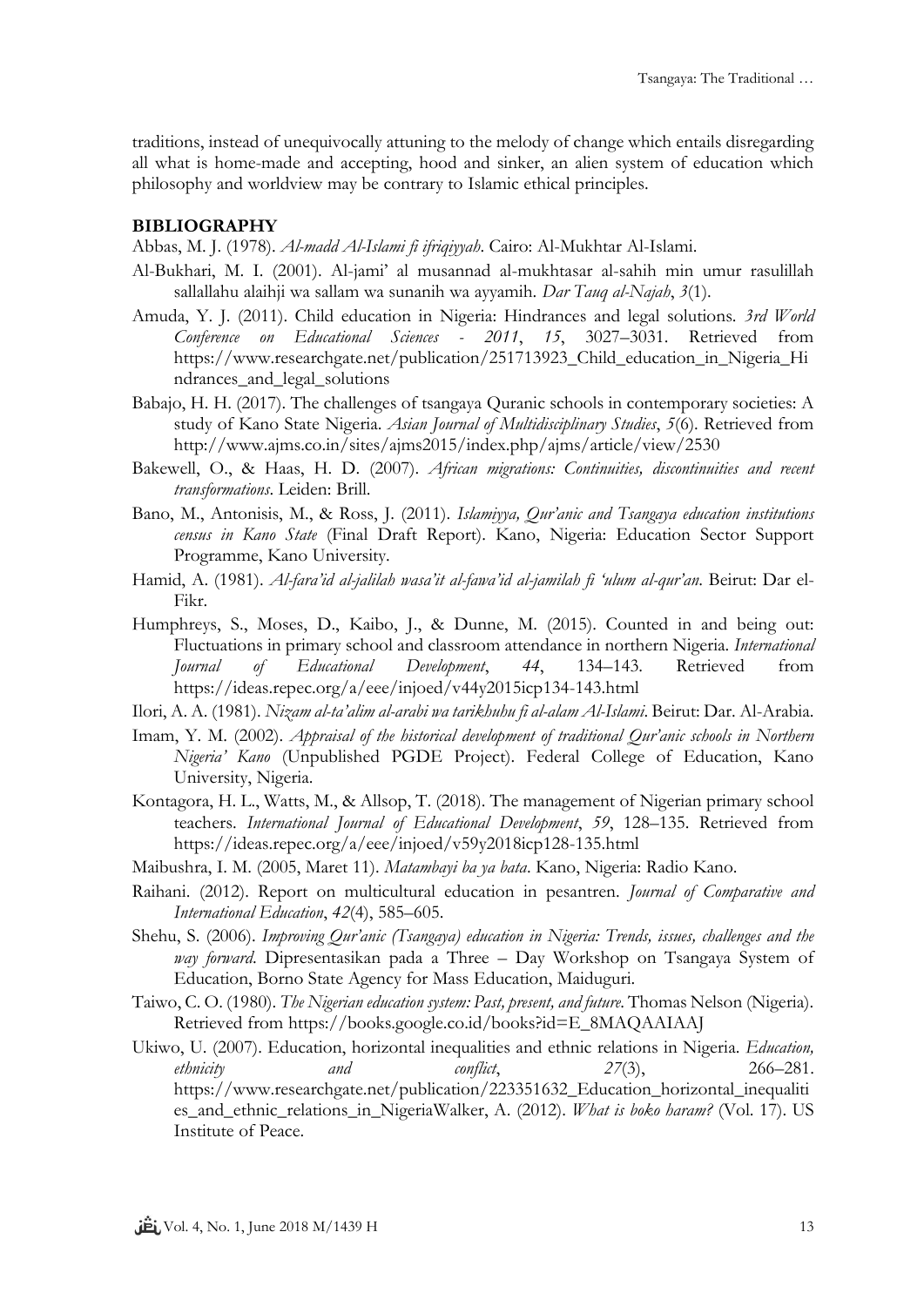traditions, instead of unequivocally attuning to the melody of change which entails disregarding all what is home-made and accepting, hood and sinker, an alien system of education which philosophy and worldview may be contrary to Islamic ethical principles.

## BIBLIOGRAPHY

Abbas, M. J. (1978). *Al-madd Al-Islami fi ifriqiyyah*. Cairo: Al-Mukhtar Al-Islami.

Al-Bukhari, M. I. (2001). Al-jami' al musannad al-mukhtasar al-sahih min umur rasulillah sallallahu alaihji wa sallam wa sunanih wa ayyamih. *Dar Tauq al-Najah*, *3*(1).

Amuda, Y. J. (2011). Child education in Nigeria: Hindrances and legal solutions. *3rd World Conference on Educational Sciences - 2011*, *15*, 3027–3031. Retrieved from https://www.researchgate.net/publication/251713923_Child_education_in_Nigeria_Hindrances_and_legal_solutions

Babajo, H. H. (2017). The challenges of tsangaya Quranic schools in contemporary societies: A study of Kano State Nigeria. *Asian Journal of Multidisciplinary Studies*, *5*(6). Retrieved from http://www.ajms.co.in/sites/ajms2015/index.php/ajms/article/view/2530

Bakewell, O., & Haas, H. D. (2007). *African migrations: Continuities, discontinuities and recent transformations*. Leiden: Brill.

Bano, M., Antonisis, M., & Ross, J. (2011). *Islamiyya, Qur'anic and Tsangaya education institutions census in Kano State* (Final Draft Report). Kano, Nigeria: Education Sector Support Programme, Kano University.

Hamid, A. (1981). *Al-fara'id al-jalilah wasa'it al-fawa'id al-jamilah fi 'ulum al-qur'an*. Beirut: Dar el-Fikr.

Humphreys, S., Moses, D., Kaibo, J., & Dunne, M. (2015). Counted in and being out: Fluctuations in primary school and classroom attendance in northern Nigeria. *International Journal of Educational Development*, *44*, 134–143. Retrieved from https://ideas.repec.org/a/eee/injoed/v44y2015icp134-143.html

Ilori, A. A. (1981). *Nizam al-ta'alim al-arabi wa tarikhuhu fi al-alam Al-Islami*. Beirut: Dar. Al-Arabia.

Imam, Y. M. (2002). *Appraisal of the historical development of traditional Qur'anic schools in Northern Nigeria' Kano* (Unpublished PGDE Project). Federal College of Education, Kano University, Nigeria.

Kontagora, H. L., Watts, M., & Allsop, T. (2018). The management of Nigerian primary school teachers. *International Journal of Educational Development*, *59*, 128–135. Retrieved from https://ideas.repec.org/a/eee/injoed/v59y2018icp128-135.html

Maibushra, I. M. (2005, Maret 11). *Matambayi ba ya bata*. Kano, Nigeria: Radio Kano.

Raihani. (2012). Report on multicultural education in pesantren. *Journal of Comparative and International Education*, *42*(4), 585–605.

Shehu, S. (2006). *Improving Qur'anic (Tsangaya) education in Nigeria: Trends, issues, challenges and the way forward*. Dipresentasikan pada a Three – Day Workshop on Tsangaya System of Education, Borno State Agency for Mass Education, Maiduguri.

Taiwo, C. O. (1980). *The Nigerian education system: Past, present, and future*. Thomas Nelson (Nigeria). Retrieved from https://books.google.co.id/books?id=E_8MAQAAIAAJ

Ukiwo, U. (2007). Education, horizontal inequalities and ethnic relations in Nigeria. *Education, ethnicity and conflict*, *27*(3), 266–281. https://www.researchgate.net/publication/223351632_Education_horizontal_inequalities_and_ethnic_relations_in_NigeriaWalker, A. (2012). *What is boko haram?* (Vol. 17). US Institute of Peace.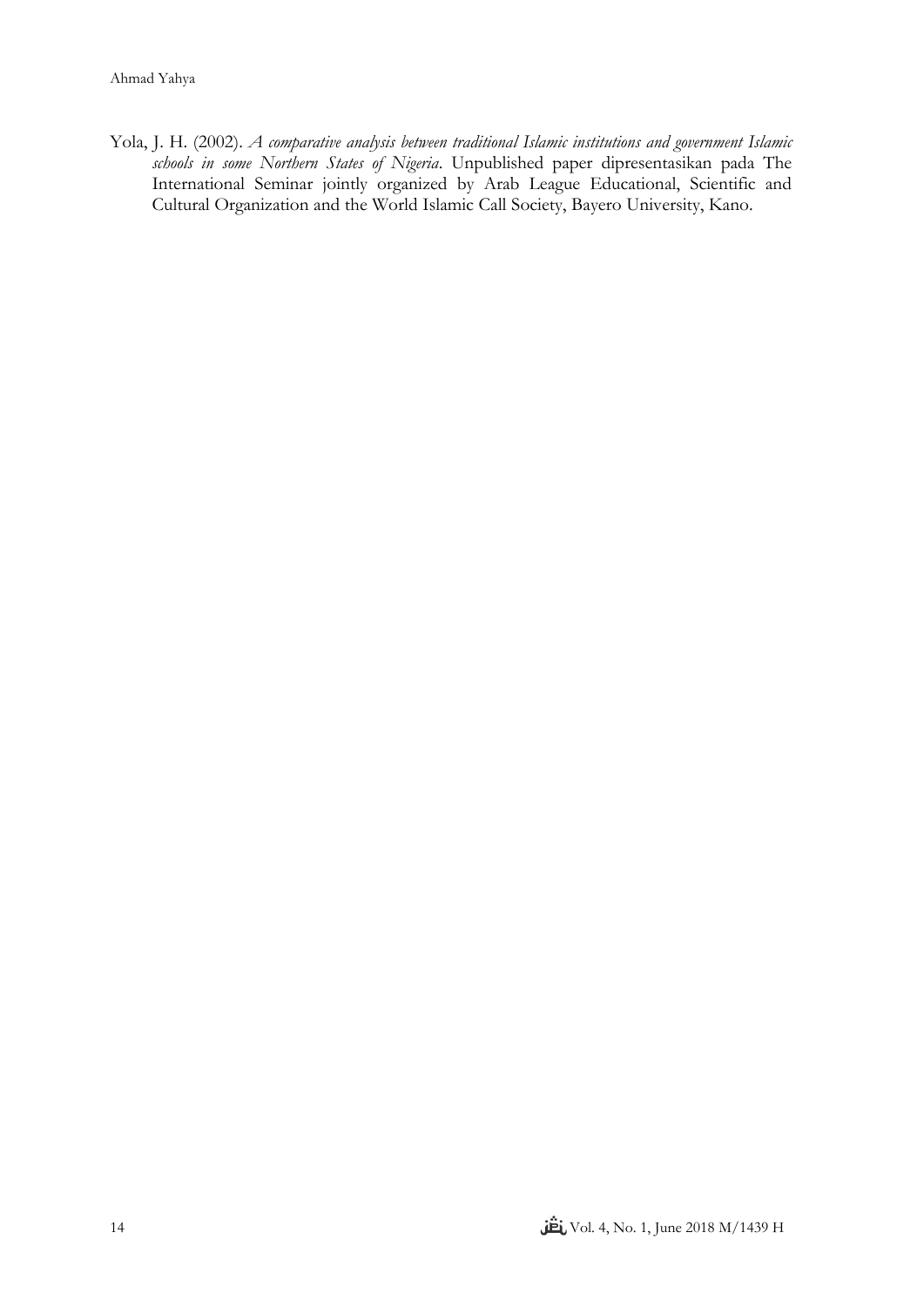Yola, J. H. (2002). *A comparative analysis between traditional Islamic institutions and government Islamic schools in some Northern States of Nigeria*. Unpublished paper dipresentasikan pada The International Seminar jointly organized by Arab League Educational, Scientific and Cultural Organization and the World Islamic Call Society, Bayero University, Kano.